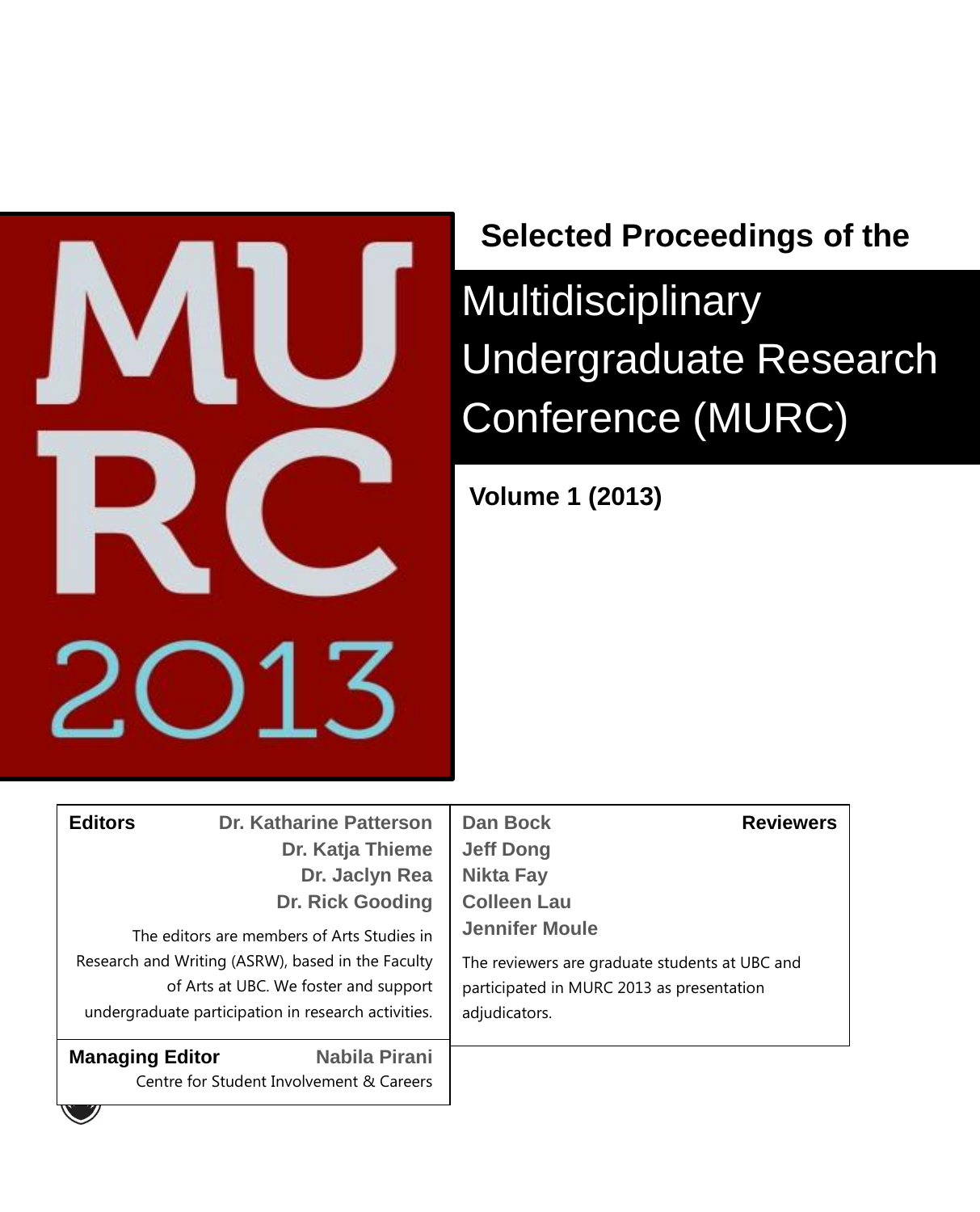# Selected Proceedings of the

# Multidisciplinary Undergraduate Research Conference (MURC)

**Volume 1 (2013)**

MURC 2013

**Editors**

Dr. Katharine Patterson
Dr. Katja Thieme
Dr. Jaclyn Rea
Dr. Rick Gooding

The editors are members of Arts Studies in Research and Writing (ASRW), based in the Faculty of Arts at UBC. We foster and support undergraduate participation in research activities.

**Managing Editor**

Nabila Pirani
Centre for Student Involvement & Careers

**Reviewers**

Dan Bock
Jeff Dong
Nikta Fay
Colleen Lau
Jennifer Moule

The reviewers are graduate students at UBC and participated in MURC 2013 as presentation adjudicators.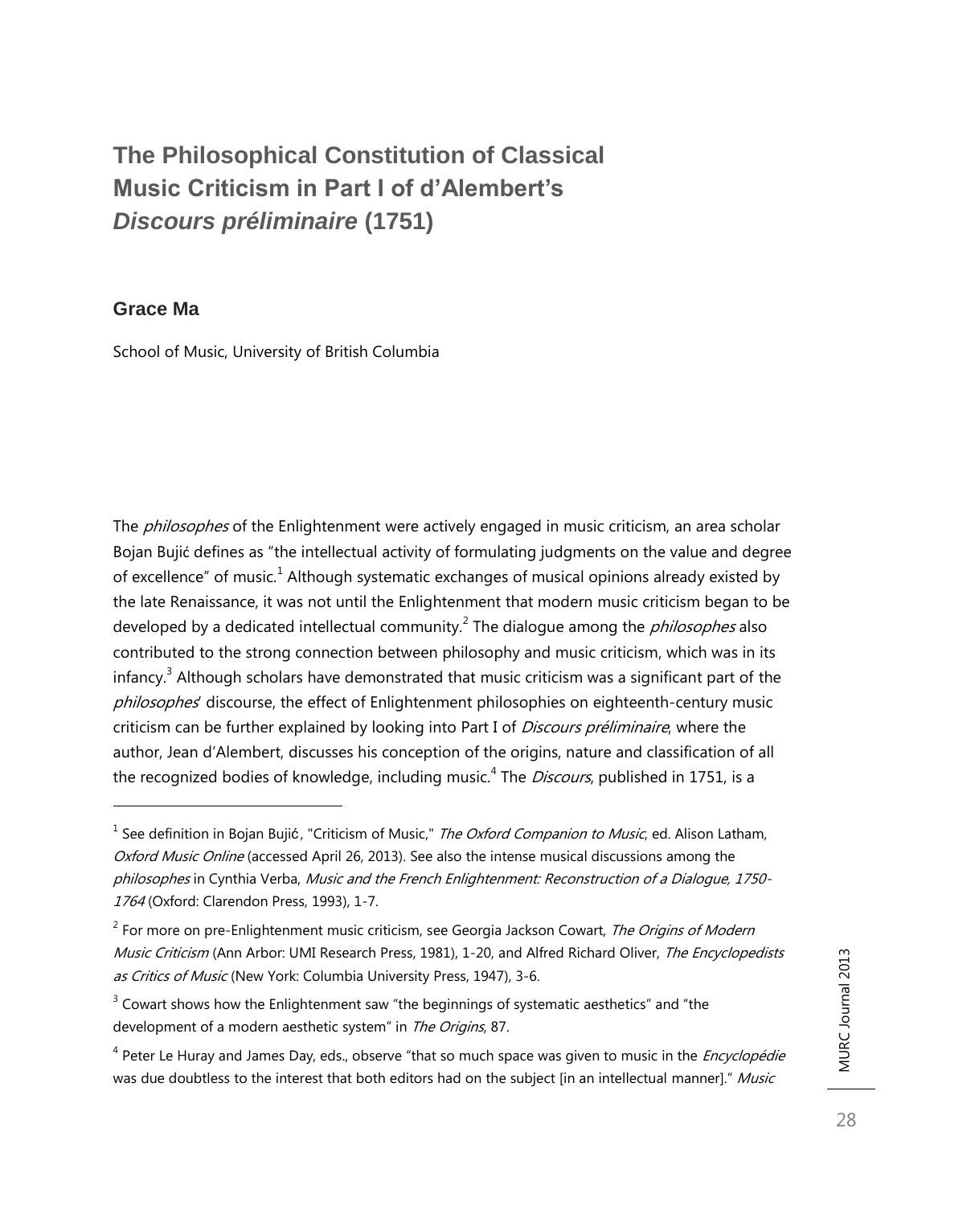# The Philosophical Constitution of Classical Music Criticism in Part I of d'Alembert's *Discours préliminaire* (1751)

**Grace Ma**

School of Music, University of British Columbia

The *philosophes* of the Enlightenment were actively engaged in music criticism, an area scholar Bojan Bujić defines as "the intellectual activity of formulating judgments on the value and degree of excellence" of music.[1] Although systematic exchanges of musical opinions already existed by the late Renaissance, it was not until the Enlightenment that modern music criticism began to be developed by a dedicated intellectual community.[2] The dialogue among the *philosophes* also contributed to the strong connection between philosophy and music criticism, which was in its infancy.[3] Although scholars have demonstrated that music criticism was a significant part of the *philosophes*' discourse, the effect of Enlightenment philosophies on eighteenth-century music criticism can be further explained by looking into Part I of *Discours préliminaire*, where the author, Jean d'Alembert, discusses his conception of the origins, nature and classification of all the recognized bodies of knowledge, including music.[4] The *Discours*, published in 1751, is a

---

[1] See definition in Bojan Bujić, "Criticism of Music," *The Oxford Companion to Music*, ed. Alison Latham, *Oxford Music Online* (accessed April 26, 2013). See also the intense musical discussions among the *philosophes* in Cynthia Verba, *Music and the French Enlightenment: Reconstruction of a Dialogue, 1750-1764* (Oxford: Clarendon Press, 1993), 1-7.

[2] For more on pre-Enlightenment music criticism, see Georgia Jackson Cowart, *The Origins of Modern Music Criticism* (Ann Arbor: UMI Research Press, 1981), 1-20, and Alfred Richard Oliver, *The Encyclopedists as Critics of Music* (New York: Columbia University Press, 1947), 3-6.

[3] Cowart shows how the Enlightenment saw "the beginnings of systematic aesthetics" and "the development of a modern aesthetic system" in *The Origins*, 87.

[4] Peter Le Huray and James Day, eds., observe "that so much space was given to music in the *Encyclopédie* was due doubtless to the interest that both editors had on the subject [in an intellectual manner]." *Music*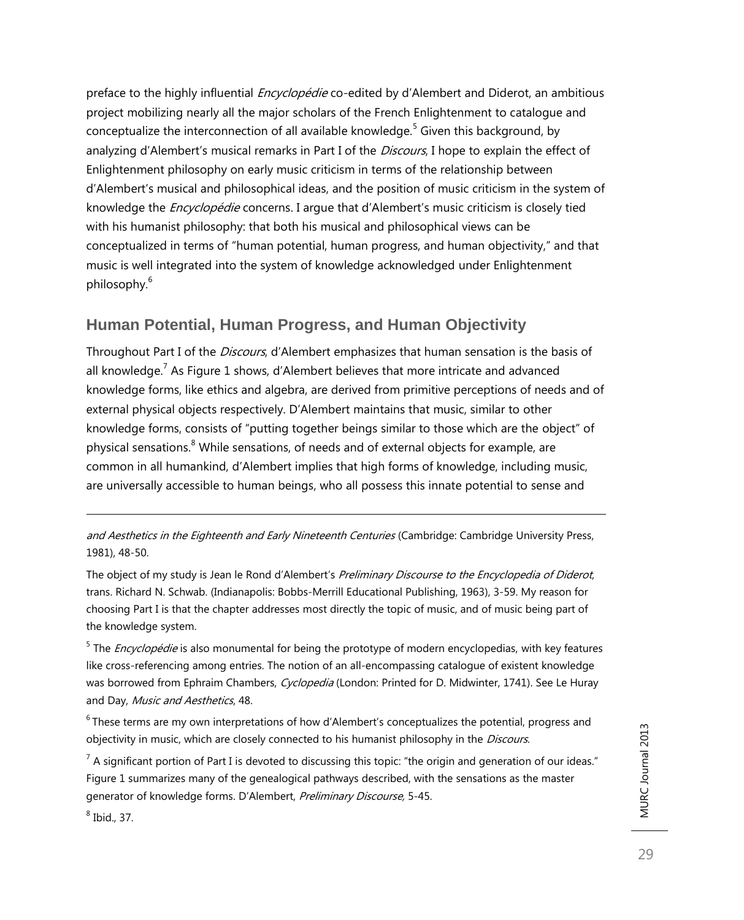preface to the highly influential *Encyclopédie* co-edited by d'Alembert and Diderot, an ambitious project mobilizing nearly all the major scholars of the French Enlightenment to catalogue and conceptualize the interconnection of all available knowledge.[5] Given this background, by analyzing d'Alembert's musical remarks in Part I of the *Discours*, I hope to explain the effect of Enlightenment philosophy on early music criticism in terms of the relationship between d'Alembert's musical and philosophical ideas, and the position of music criticism in the system of knowledge the *Encyclopédie* concerns. I argue that d'Alembert's music criticism is closely tied with his humanist philosophy: that both his musical and philosophical views can be conceptualized in terms of "human potential, human progress, and human objectivity," and that music is well integrated into the system of knowledge acknowledged under Enlightenment philosophy.[6]

## Human Potential, Human Progress, and Human Objectivity

Throughout Part I of the *Discours*, d'Alembert emphasizes that human sensation is the basis of all knowledge.[7] As Figure 1 shows, d'Alembert believes that more intricate and advanced knowledge forms, like ethics and algebra, are derived from primitive perceptions of needs and of external physical objects respectively. D'Alembert maintains that music, similar to other knowledge forms, consists of "putting together beings similar to those which are the object" of physical sensations.[8] While sensations, of needs and of external objects for example, are common in all humankind, d'Alembert implies that high forms of knowledge, including music, are universally accessible to human beings, who all possess this innate potential to sense and

---

*and Aesthetics in the Eighteenth and Early Nineteenth Centuries* (Cambridge: Cambridge University Press, 1981), 48-50.

The object of my study is Jean le Rond d'Alembert's *Preliminary Discourse to the Encyclopedia of Diderot*, trans. Richard N. Schwab. (Indianapolis: Bobbs-Merrill Educational Publishing, 1963), 3-59. My reason for choosing Part I is that the chapter addresses most directly the topic of music, and of music being part of the knowledge system.

[5] The *Encyclopédie* is also monumental for being the prototype of modern encyclopedias, with key features like cross-referencing among entries. The notion of an all-encompassing catalogue of existent knowledge was borrowed from Ephraim Chambers, *Cyclopedia* (London: Printed for D. Midwinter, 1741). See Le Huray and Day, *Music and Aesthetics*, 48.

[6] These terms are my own interpretations of how d'Alembert's conceptualizes the potential, progress and objectivity in music, which are closely connected to his humanist philosophy in the *Discours*.

[7] A significant portion of Part I is devoted to discussing this topic: "the origin and generation of our ideas." Figure 1 summarizes many of the genealogical pathways described, with the sensations as the master generator of knowledge forms. D'Alembert, *Preliminary Discourse,* 5-45.

[8] Ibid., 37.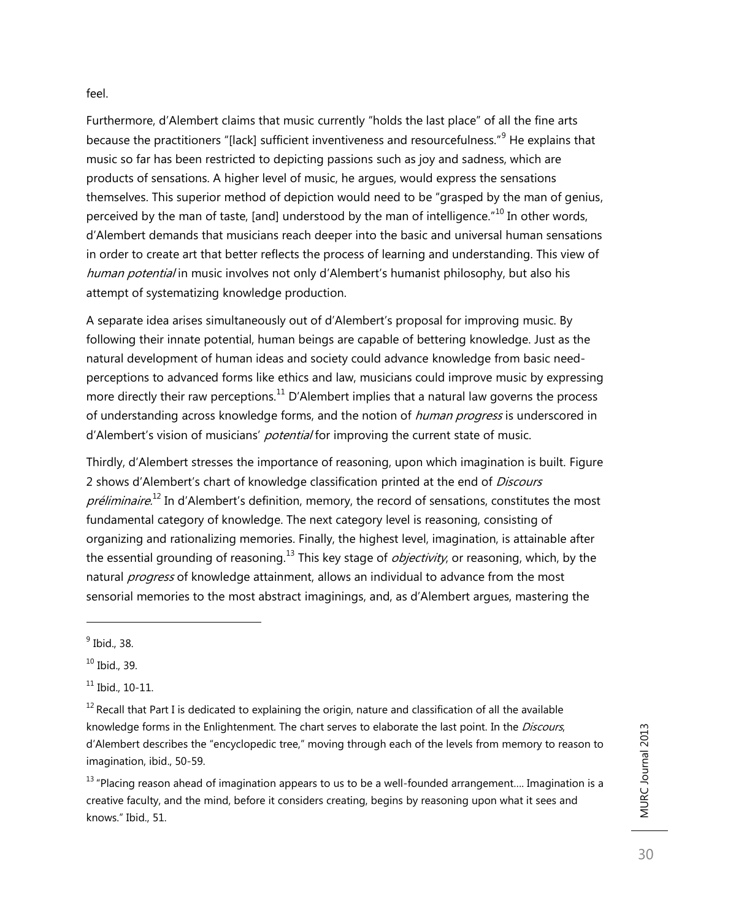feel.

Furthermore, d'Alembert claims that music currently "holds the last place" of all the fine arts because the practitioners "[lack] sufficient inventiveness and resourcefulness."[9] He explains that music so far has been restricted to depicting passions such as joy and sadness, which are products of sensations. A higher level of music, he argues, would express the sensations themselves. This superior method of depiction would need to be "grasped by the man of genius, perceived by the man of taste, [and] understood by the man of intelligence."[10] In other words, d'Alembert demands that musicians reach deeper into the basic and universal human sensations in order to create art that better reflects the process of learning and understanding. This view of *human potential* in music involves not only d'Alembert's humanist philosophy, but also his attempt of systematizing knowledge production.

A separate idea arises simultaneously out of d'Alembert's proposal for improving music. By following their innate potential, human beings are capable of bettering knowledge. Just as the natural development of human ideas and society could advance knowledge from basic need-perceptions to advanced forms like ethics and law, musicians could improve music by expressing more directly their raw perceptions.[11] D'Alembert implies that a natural law governs the process of understanding across knowledge forms, and the notion of *human progress* is underscored in d'Alembert's vision of musicians' *potential* for improving the current state of music.

Thirdly, d'Alembert stresses the importance of reasoning, upon which imagination is built. Figure 2 shows d'Alembert's chart of knowledge classification printed at the end of *Discours préliminaire*.[12] In d'Alembert's definition, memory, the record of sensations, constitutes the most fundamental category of knowledge. The next category level is reasoning, consisting of organizing and rationalizing memories. Finally, the highest level, imagination, is attainable after the essential grounding of reasoning.[13] This key stage of *objectivity*, or reasoning, which, by the natural *progress* of knowledge attainment, allows an individual to advance from the most sensorial memories to the most abstract imaginings, and, as d'Alembert argues, mastering the

---

[9] Ibid., 38.

[10] Ibid., 39.

[11] Ibid., 10-11.

[12] Recall that Part I is dedicated to explaining the origin, nature and classification of all the available knowledge forms in the Enlightenment. The chart serves to elaborate the last point. In the *Discours*, d'Alembert describes the "encyclopedic tree," moving through each of the levels from memory to reason to imagination, ibid., 50-59.

[13] "Placing reason ahead of imagination appears to us to be a well-founded arrangement…. Imagination is a creative faculty, and the mind, before it considers creating, begins by reasoning upon what it sees and knows." Ibid., 51.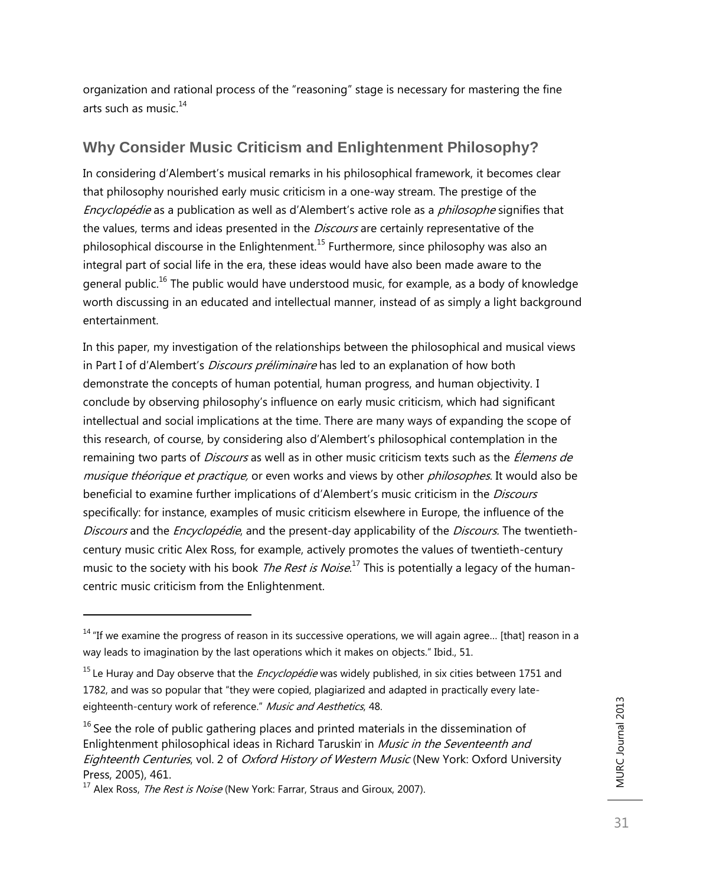organization and rational process of the "reasoning" stage is necessary for mastering the fine arts such as music.[14]

## Why Consider Music Criticism and Enlightenment Philosophy?

In considering d'Alembert's musical remarks in his philosophical framework, it becomes clear that philosophy nourished early music criticism in a one-way stream. The prestige of the *Encyclopédie* as a publication as well as d'Alembert's active role as a *philosophe* signifies that the values, terms and ideas presented in the *Discours* are certainly representative of the philosophical discourse in the Enlightenment.[15] Furthermore, since philosophy was also an integral part of social life in the era, these ideas would have also been made aware to the general public.[16] The public would have understood music, for example, as a body of knowledge worth discussing in an educated and intellectual manner, instead of as simply a light background entertainment.

In this paper, my investigation of the relationships between the philosophical and musical views in Part I of d'Alembert's *Discours préliminaire* has led to an explanation of how both demonstrate the concepts of human potential, human progress, and human objectivity. I conclude by observing philosophy's influence on early music criticism, which had significant intellectual and social implications at the time. There are many ways of expanding the scope of this research, of course, by considering also d'Alembert's philosophical contemplation in the remaining two parts of *Discours* as well as in other music criticism texts such as the *Élemens de musique théorique et practique,* or even works and views by other *philosophes*. It would also be beneficial to examine further implications of d'Alembert's music criticism in the *Discours* specifically: for instance, examples of music criticism elsewhere in Europe, the influence of the *Discours* and the *Encyclopédie*, and the present-day applicability of the *Discours.* The twentieth-century music critic Alex Ross, for example, actively promotes the values of twentieth-century music to the society with his book *The Rest is Noise*.[17] This is potentially a legacy of the human-centric music criticism from the Enlightenment.

---

[14] "If we examine the progress of reason in its successive operations, we will again agree… [that] reason in a way leads to imagination by the last operations which it makes on objects." Ibid., 51.

[15] Le Huray and Day observe that the *Encyclopédie* was widely published, in six cities between 1751 and 1782, and was so popular that "they were copied, plagiarized and adapted in practically every late-eighteenth-century work of reference." *Music and Aesthetics*, 48.

[16] See the role of public gathering places and printed materials in the dissemination of Enlightenment philosophical ideas in Richard Taruskin' in *Music in the Seventeenth and Eighteenth Centuries*, vol. 2 of *Oxford History of Western Music* (New York: Oxford University Press, 2005), 461.

[17] Alex Ross, *The Rest is Noise* (New York: Farrar, Straus and Giroux, 2007).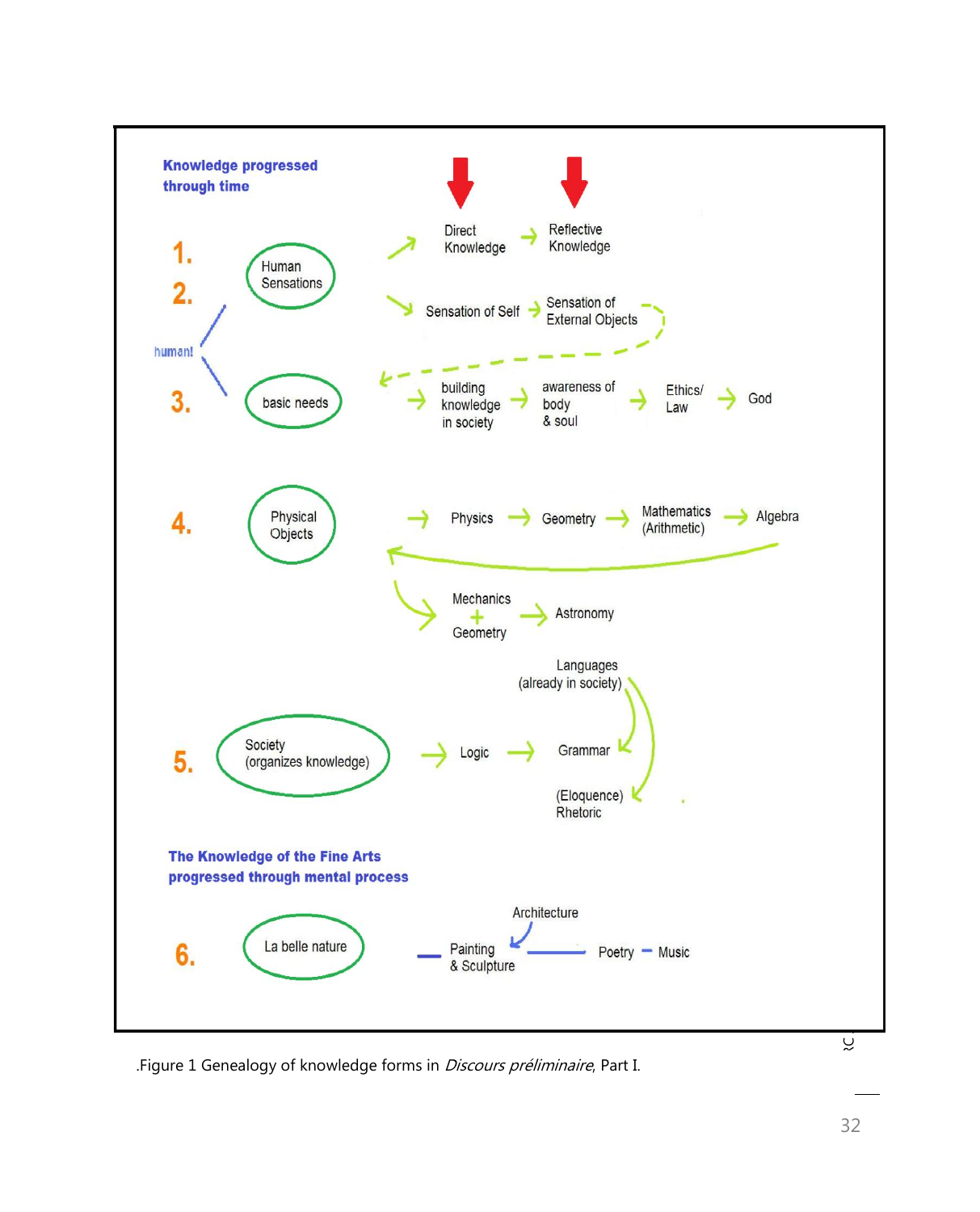**Knowledge progressed through time**

1. Human Sensations → Direct Knowledge → Reflective Knowledge
2. Human Sensations → Sensation of Self → Sensation of External Objects

humans

3. basic needs → building knowledge in society → awareness of body & soul → Ethics/ Law → God
4. Physical Objects → Physics → Geometry → Mathematics (Arithmetic) → Algebra
   → Mechanics + Geometry → Astronomy
5. Society (organizes knowledge) → Logic → Grammar

   Languages (already in society) → Grammar; → (Eloquence) Rhetoric

**The Knowledge of the Fine Arts progressed through mental process**

6. La belle nature — Painting & Sculpture — Architecture — Poetry — Music

.Figure 1 Genealogy of knowledge forms in *Discours préliminaire*, Part I.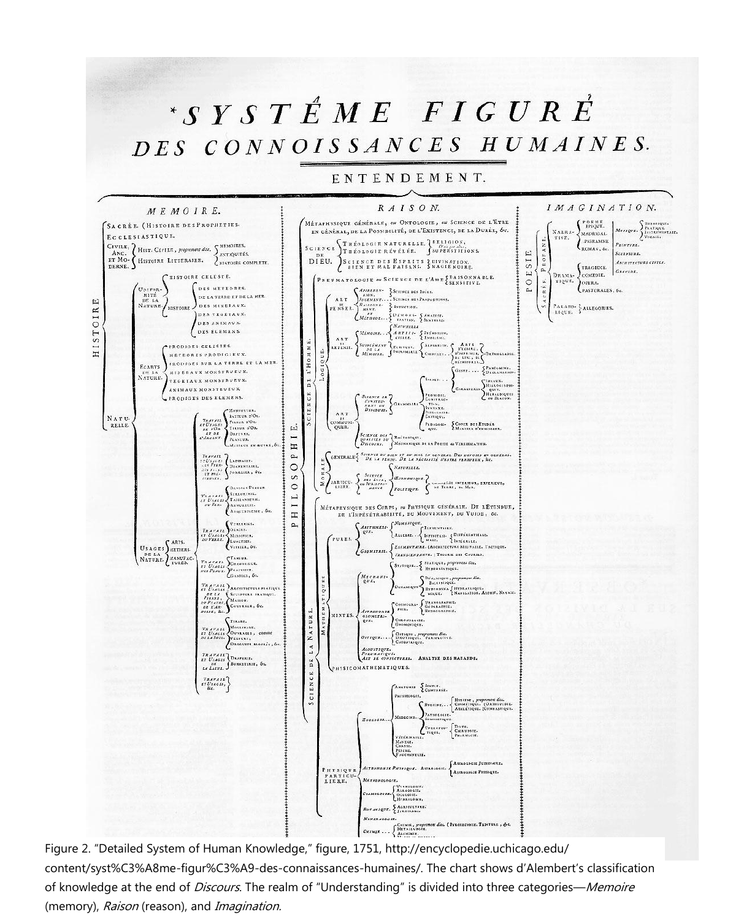Figure 2. "Detailed System of Human Knowledge," figure, 1751, http://encyclopedie.uchicago.edu/content/syst%C3%A8me-figur%C3%A9-des-connaissances-humaines/. The chart shows d'Alembert's classification of knowledge at the end of *Discours*. The realm of "Understanding" is divided into three categories—*Memoire* (memory), *Raison* (reason), and *Imagination*.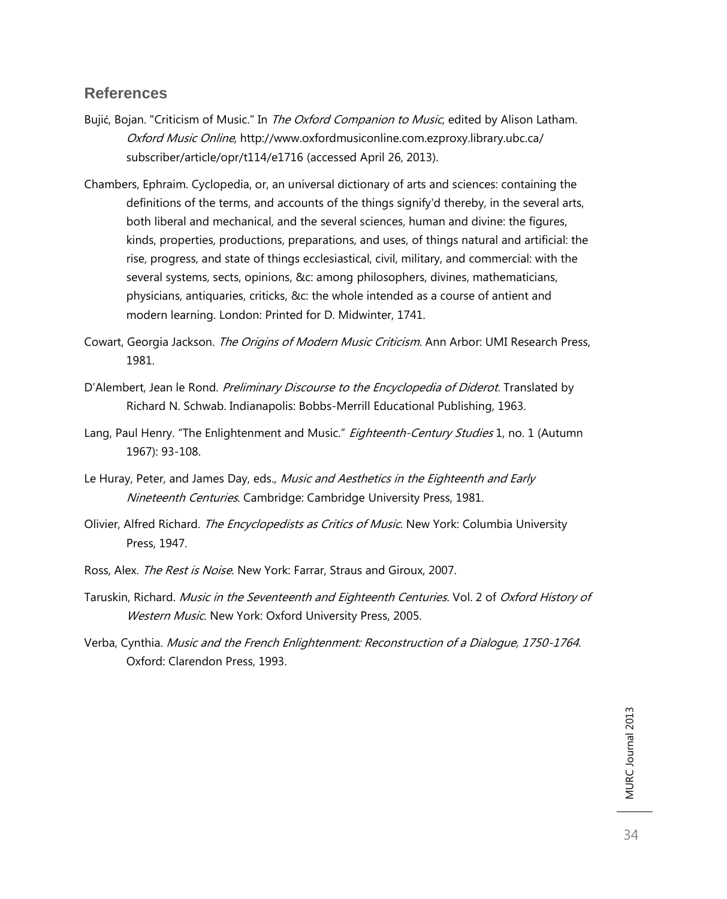## References

Bujić, Bojan. "Criticism of Music." In *The Oxford Companion to Music*, edited by Alison Latham. *Oxford Music Online*, http://www.oxfordmusiconline.com.ezproxy.library.ubc.ca/ subscriber/article/opr/t114/e1716 (accessed April 26, 2013).

Chambers, Ephraim. Cyclopedia, or, an universal dictionary of arts and sciences: containing the definitions of the terms, and accounts of the things signify'd thereby, in the several arts, both liberal and mechanical, and the several sciences, human and divine: the figures, kinds, properties, productions, preparations, and uses, of things natural and artificial: the rise, progress, and state of things ecclesiastical, civil, military, and commercial: with the several systems, sects, opinions, &c: among philosophers, divines, mathematicians, physicians, antiquaries, criticks, &c: the whole intended as a course of antient and modern learning. London: Printed for D. Midwinter, 1741.

Cowart, Georgia Jackson. *The Origins of Modern Music Criticism*. Ann Arbor: UMI Research Press, 1981.

D'Alembert, Jean le Rond. *Preliminary Discourse to the Encyclopedia of Diderot*. Translated by Richard N. Schwab. Indianapolis: Bobbs-Merrill Educational Publishing, 1963.

Lang, Paul Henry. "The Enlightenment and Music." *Eighteenth-Century Studies* 1, no. 1 (Autumn 1967): 93-108.

Le Huray, Peter, and James Day, eds., *Music and Aesthetics in the Eighteenth and Early Nineteenth Centuries*. Cambridge: Cambridge University Press, 1981.

Olivier, Alfred Richard. *The Encyclopedists as Critics of Music*. New York: Columbia University Press, 1947.

Ross, Alex. *The Rest is Noise*. New York: Farrar, Straus and Giroux, 2007.

Taruskin, Richard. *Music in the Seventeenth and Eighteenth Centuries*. Vol. 2 of *Oxford History of Western Music*. New York: Oxford University Press, 2005.

Verba, Cynthia. *Music and the French Enlightenment: Reconstruction of a Dialogue, 1750-1764*. Oxford: Clarendon Press, 1993.